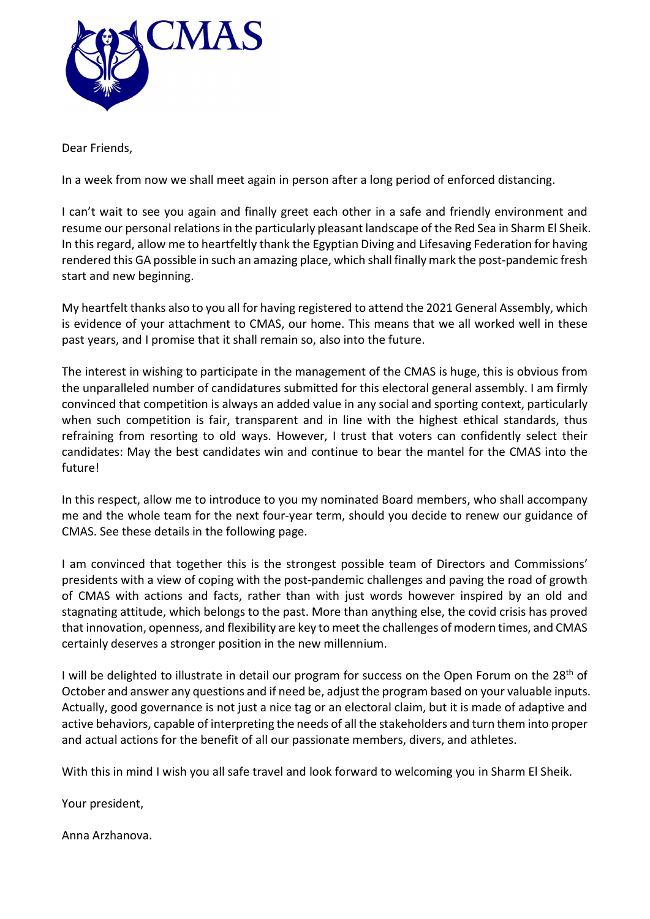CMAS

Dear Friends,

In a week from now we shall meet again in person after a long period of enforced distancing.

I can't wait to see you again and finally greet each other in a safe and friendly environment and resume our personal relations in the particularly pleasant landscape of the Red Sea in Sharm El Sheik. In this regard, allow me to heartfeltly thank the Egyptian Diving and Lifesaving Federation for having rendered this GA possible in such an amazing place, which shall finally mark the post-pandemic fresh start and new beginning.

My heartfelt thanks also to you all for having registered to attend the 2021 General Assembly, which is evidence of your attachment to CMAS, our home. This means that we all worked well in these past years, and I promise that it shall remain so, also into the future.

The interest in wishing to participate in the management of the CMAS is huge, this is obvious from the unparalleled number of candidatures submitted for this electoral general assembly. I am firmly convinced that competition is always an added value in any social and sporting context, particularly when such competition is fair, transparent and in line with the highest ethical standards, thus refraining from resorting to old ways. However, I trust that voters can confidently select their candidates: May the best candidates win and continue to bear the mantel for the CMAS into the future!

In this respect, allow me to introduce to you my nominated Board members, who shall accompany me and the whole team for the next four-year term, should you decide to renew our guidance of CMAS. See these details in the following page.

I am convinced that together this is the strongest possible team of Directors and Commissions' presidents with a view of coping with the post-pandemic challenges and paving the road of growth of CMAS with actions and facts, rather than with just words however inspired by an old and stagnating attitude, which belongs to the past. More than anything else, the covid crisis has proved that innovation, openness, and flexibility are key to meet the challenges of modern times, and CMAS certainly deserves a stronger position in the new millennium.

I will be delighted to illustrate in detail our program for success on the Open Forum on the 28th of October and answer any questions and if need be, adjust the program based on your valuable inputs. Actually, good governance is not just a nice tag or an electoral claim, but it is made of adaptive and active behaviors, capable of interpreting the needs of all the stakeholders and turn them into proper and actual actions for the benefit of all our passionate members, divers, and athletes.

With this in mind I wish you all safe travel and look forward to welcoming you in Sharm El Sheik.

Your president,

Anna Arzhanova.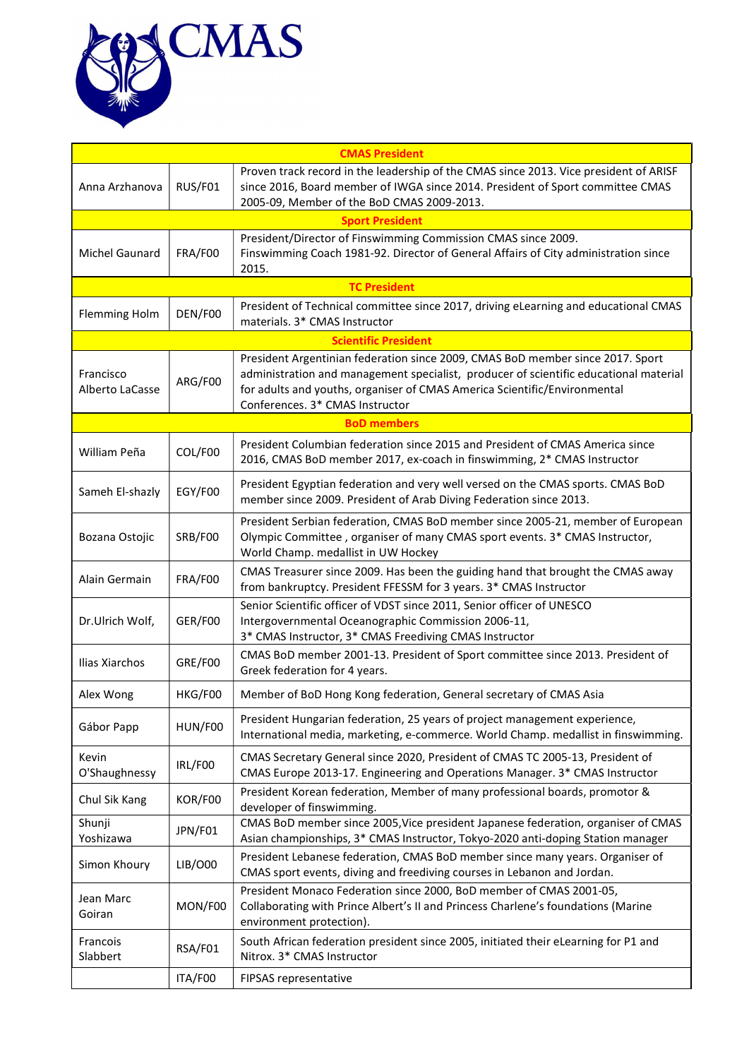# CMAS

| | | |
|---|---|---|
| **CMAS President** | | |
| Anna Arzhanova | RUS/F01 | Proven track record in the leadership of the CMAS since 2013. Vice president of ARISF since 2016, Board member of IWGA since 2014. President of Sport committee CMAS 2005-09, Member of the BoD CMAS 2009-2013. |
| **Sport President** | | |
| Michel Gaunard | FRA/F00 | President/Director of Finswimming Commission CMAS since 2009. Finswimming Coach 1981-92. Director of General Affairs of City administration since 2015. |
| **TC President** | | |
| Flemming Holm | DEN/F00 | President of Technical committee since 2017, driving eLearning and educational CMAS materials. 3* CMAS Instructor |
| **Scientific President** | | |
| Francisco Alberto LaCasse | ARG/F00 | President Argentinian federation since 2009, CMAS BoD member since 2017. Sport administration and management specialist, producer of scientific educational material for adults and youths, organiser of CMAS America Scientific/Environmental Conferences. 3* CMAS Instructor |
| **BoD members** | | |
| William Peña | COL/F00 | President Columbian federation since 2015 and President of CMAS America since 2016, CMAS BoD member 2017, ex-coach in finswimming, 2* CMAS Instructor |
| Sameh El-shazly | EGY/F00 | President Egyptian federation and very well versed on the CMAS sports. CMAS BoD member since 2009. President of Arab Diving Federation since 2013. |
| Bozana Ostojic | SRB/F00 | President Serbian federation, CMAS BoD member since 2005-21, member of European Olympic Committee , organiser of many CMAS sport events. 3* CMAS Instructor, World Champ. medallist in UW Hockey |
| Alain Germain | FRA/F00 | CMAS Treasurer since 2009. Has been the guiding hand that brought the CMAS away from bankruptcy. President FFESSM for 3 years. 3* CMAS Instructor |
| Dr.Ulrich Wolf, | GER/F00 | Senior Scientific officer of VDST since 2011, Senior officer of UNESCO Intergovernmental Oceanographic Commission 2006-11, 3* CMAS Instructor, 3* CMAS Freediving CMAS Instructor |
| Ilias Xiarchos | GRE/F00 | CMAS BoD member 2001-13. President of Sport committee since 2013. President of Greek federation for 4 years. |
| Alex Wong | HKG/F00 | Member of BoD Hong Kong federation, General secretary of CMAS Asia |
| Gábor Papp | HUN/F00 | President Hungarian federation, 25 years of project management experience, International media, marketing, e-commerce. World Champ. medallist in finswimming. |
| Kevin O'Shaughnessy | IRL/F00 | CMAS Secretary General since 2020, President of CMAS TC 2005-13, President of CMAS Europe 2013-17. Engineering and Operations Manager. 3* CMAS Instructor |
| Chul Sik Kang | KOR/F00 | President Korean federation, Member of many professional boards, promotor & developer of finswimming. |
| Shunji Yoshizawa | JPN/F01 | CMAS BoD member since 2005,Vice president Japanese federation, organiser of CMAS Asian championships, 3* CMAS Instructor, Tokyo-2020 anti-doping Station manager |
| Simon Khoury | LIB/O00 | President Lebanese federation, CMAS BoD member since many years. Organiser of CMAS sport events, diving and freediving courses in Lebanon and Jordan. |
| Jean Marc Goiran | MON/F00 | President Monaco Federation since 2000, BoD member of CMAS 2001-05, Collaborating with Prince Albert's II and Princess Charlene's foundations (Marine environment protection). |
| Francois Slabbert | RSA/F01 | South African federation president since 2005, initiated their eLearning for P1 and Nitrox. 3* CMAS Instructor |
| | ITA/F00 | FIPSAS representative |